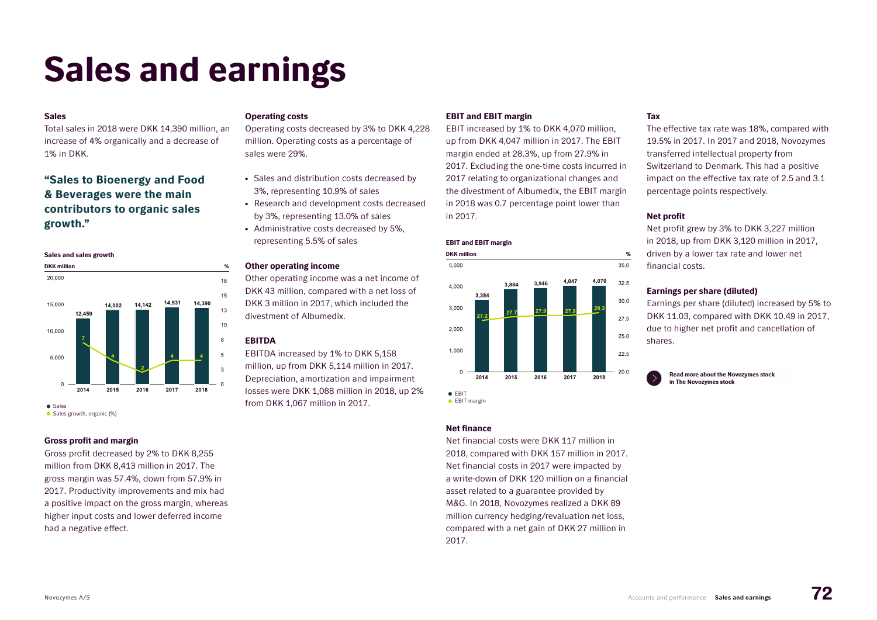# Sales and earnings

### Sales

Total sales in 2018 were DKK 14,390 million, an increase of 4% organically and a decrease of 1% in DKK.

**"Sales to Bioenergy and Food & Beverages were the main contributors to organic sales growth."**

**Sales and sales growth**

| DKK million | 2014 | 2015 | 2016 | 2017 | 2018 |
|---|---|---|---|---|---|
| Sales | 12,459 | 14,002 | 14,142 | 14,531 | 14,390 |
| Sales growth, organic (%) | 7 | 4 | 2 | 4 | 4 |

### Gross profit and margin

Gross profit decreased by 2% to DKK 8,255 million from DKK 8,413 million in 2017. The gross margin was 57.4%, down from 57.9% in 2017. Productivity improvements and mix had a positive impact on the gross margin, whereas higher input costs and lower deferred income had a negative effect.

### Operating costs

Operating costs decreased by 3% to DKK 4,228 million. Operating costs as a percentage of sales were 29%.

- Sales and distribution costs decreased by 3%, representing 10.9% of sales
- Research and development costs decreased by 3%, representing 13.0% of sales
- Administrative costs decreased by 5%, representing 5.5% of sales

### Other operating income

Other operating income was a net income of DKK 43 million, compared with a net loss of DKK 3 million in 2017, which included the divestment of Albumedix.

### EBITDA

EBITDA increased by 1% to DKK 5,158 million, up from DKK 5,114 million in 2017. Depreciation, amortization and impairment losses were DKK 1,088 million in 2018, up 2% from DKK 1,067 million in 2017.

### EBIT and EBIT margin

EBIT increased by 1% to DKK 4,070 million, up from DKK 4,047 million in 2017. The EBIT margin ended at 28.3%, up from 27.9% in 2017. Excluding the one-time costs incurred in 2017 relating to organizational changes and the divestment of Albumedix, the EBIT margin in 2018 was 0.7 percentage point lower than in 2017.

**EBIT and EBIT margin**

| DKK million | 2014 | 2015 | 2016 | 2017 | 2018 |
|---|---|---|---|---|---|
| EBIT | 3,384 | 3,884 | 3,946 | 4,047 | 4,070 |
| EBIT margin (%) | 27.2 | 27.7 | 27.9 | 27.9 | 28.3 |

### Net finance

Net financial costs were DKK 117 million in 2018, compared with DKK 157 million in 2017. Net financial costs in 2017 were impacted by a write-down of DKK 120 million on a financial asset related to a guarantee provided by M&G. In 2018, Novozymes realized a DKK 89 million currency hedging/revaluation net loss, compared with a net gain of DKK 27 million in 2017.

### Tax

The effective tax rate was 18%, compared with 19.5% in 2017. In 2017 and 2018, Novozymes transferred intellectual property from Switzerland to Denmark. This had a positive impact on the effective tax rate of 2.5 and 3.1 percentage points respectively.

### Net profit

Net profit grew by 3% to DKK 3,227 million in 2018, up from DKK 3,120 million in 2017, driven by a lower tax rate and lower net financial costs.

### Earnings per share (diluted)

Earnings per share (diluted) increased by 5% to DKK 11.03, compared with DKK 10.49 in 2017, due to higher net profit and cancellation of shares.

**Read more about the Novozymes stock in The Novozymes stock**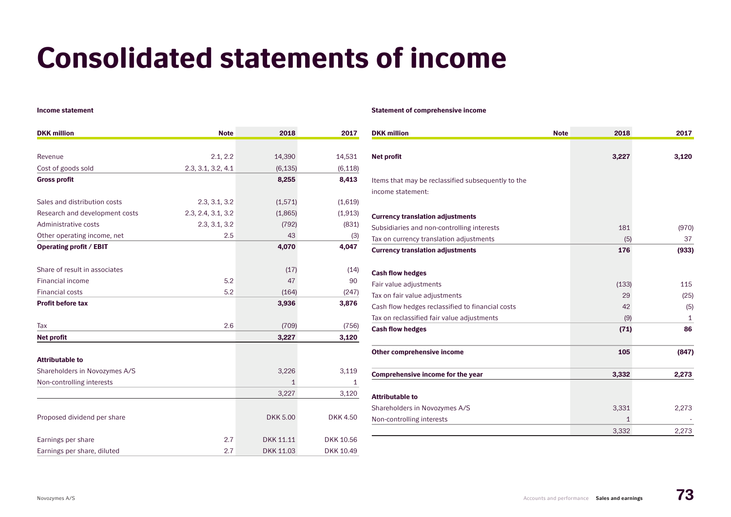# Consolidated statements of income

### Income statement

| DKK million | Note | 2018 | 2017 |
|---|---|---|---|
| Revenue | 2.1, 2.2 | 14,390 | 14,531 |
| Cost of goods sold | 2.3, 3.1, 3.2, 4.1 | (6,135) | (6,118) |
| **Gross profit** | | **8,255** | **8,413** |
| Sales and distribution costs | 2.3, 3.1, 3.2 | (1,571) | (1,619) |
| Research and development costs | 2.3, 2.4, 3.1, 3.2 | (1,865) | (1,913) |
| Administrative costs | 2.3, 3.1, 3.2 | (792) | (831) |
| Other operating income, net | 2.5 | 43 | (3) |
| **Operating profit / EBIT** | | **4,070** | **4,047** |
| Share of result in associates | | (17) | (14) |
| Financial income | 5.2 | 47 | 90 |
| Financial costs | 5.2 | (164) | (247) |
| **Profit before tax** | | **3,936** | **3,876** |
| Tax | 2.6 | (709) | (756) |
| **Net profit** | | **3,227** | **3,120** |
| **Attributable to** | | | |
| Shareholders in Novozymes A/S | | 3,226 | 3,119 |
| Non-controlling interests | | 1 | 1 |
| | | 3,227 | 3,120 |
| Proposed dividend per share | | DKK 5.00 | DKK 4.50 |
| Earnings per share | 2.7 | DKK 11.11 | DKK 10.56 |
| Earnings per share, diluted | 2.7 | DKK 11.03 | DKK 10.49 |

### Statement of comprehensive income

| DKK million | Note | 2018 | 2017 |
|---|---|---|---|
| **Net profit** | | **3,227** | **3,120** |
| Items that may be reclassified subsequently to the income statement: | | | |
| **Currency translation adjustments** | | | |
| Subsidiaries and non-controlling interests | | 181 | (970) |
| Tax on currency translation adjustments | | (5) | 37 |
| **Currency translation adjustments** | | **176** | **(933)** |
| **Cash flow hedges** | | | |
| Fair value adjustments | | (133) | 115 |
| Tax on fair value adjustments | | 29 | (25) |
| Cash flow hedges reclassified to financial costs | | 42 | (5) |
| Tax on reclassified fair value adjustments | | (9) | 1 |
| **Cash flow hedges** | | **(71)** | **86** |
| **Other comprehensive income** | | **105** | **(847)** |
| **Comprehensive income for the year** | | **3,332** | **2,273** |
| **Attributable to** | | | |
| Shareholders in Novozymes A/S | | 3,331 | 2,273 |
| Non-controlling interests | | 1 | - |
| | | 3,332 | 2,273 |